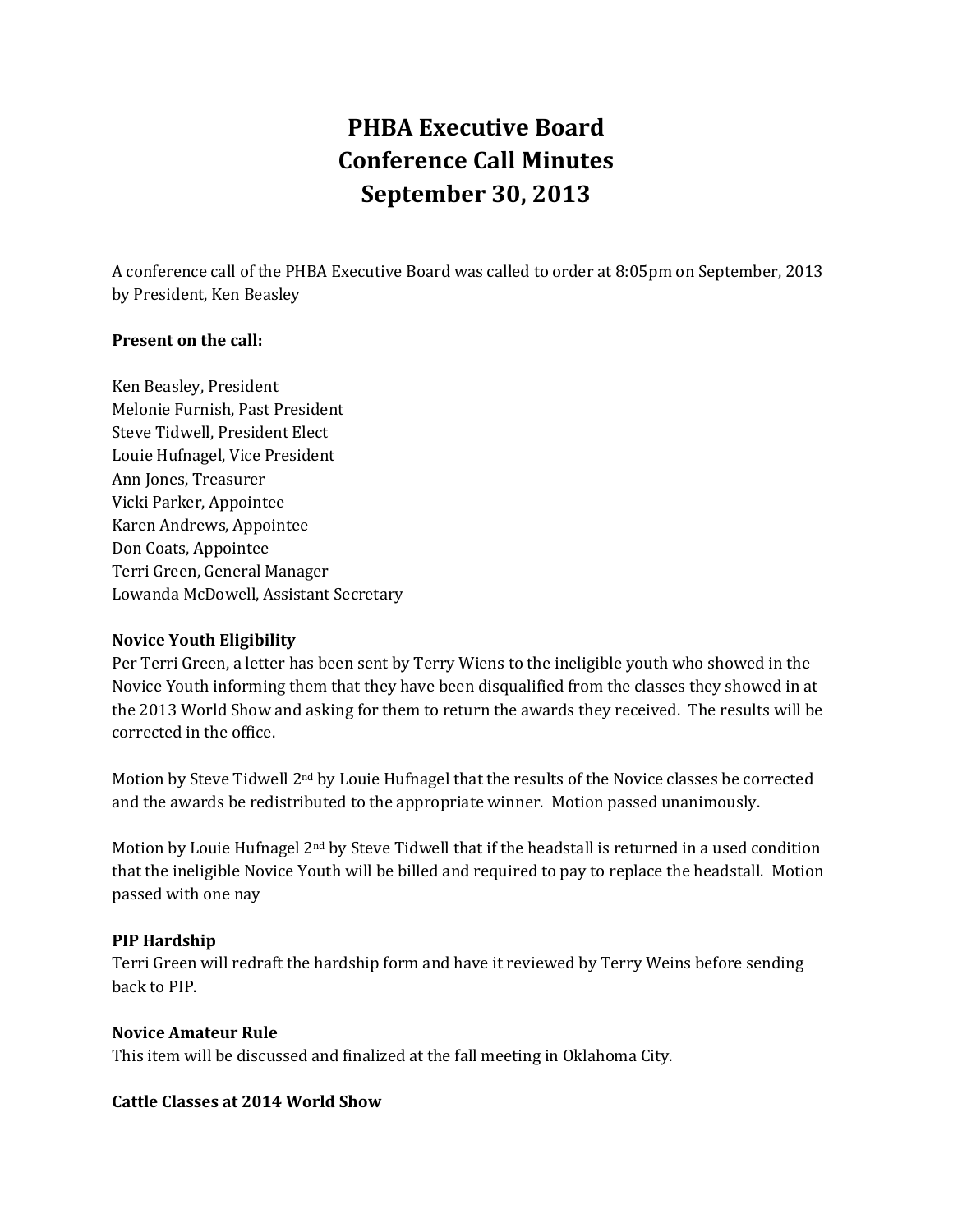# PHBA Executive Board
# Conference Call Minutes
# September 30, 2013

A conference call of the PHBA Executive Board was called to order at 8:05pm on September, 2013 by President, Ken Beasley

**Present on the call:**

Ken Beasley, President
Melonie Furnish, Past President
Steve Tidwell, President Elect
Louie Hufnagel, Vice President
Ann Jones, Treasurer
Vicki Parker, Appointee
Karen Andrews, Appointee
Don Coats, Appointee
Terri Green, General Manager
Lowanda McDowell, Assistant Secretary

**Novice Youth Eligibility**
Per Terri Green, a letter has been sent by Terry Wiens to the ineligible youth who showed in the Novice Youth informing them that they have been disqualified from the classes they showed in at the 2013 World Show and asking for them to return the awards they received. The results will be corrected in the office.

Motion by Steve Tidwell 2nd by Louie Hufnagel that the results of the Novice classes be corrected and the awards be redistributed to the appropriate winner. Motion passed unanimously.

Motion by Louie Hufnagel 2nd by Steve Tidwell that if the headstall is returned in a used condition that the ineligible Novice Youth will be billed and required to pay to replace the headstall. Motion passed with one nay

**PIP Hardship**
Terri Green will redraft the hardship form and have it reviewed by Terry Weins before sending back to PIP.

**Novice Amateur Rule**
This item will be discussed and finalized at the fall meeting in Oklahoma City.

**Cattle Classes at 2014 World Show**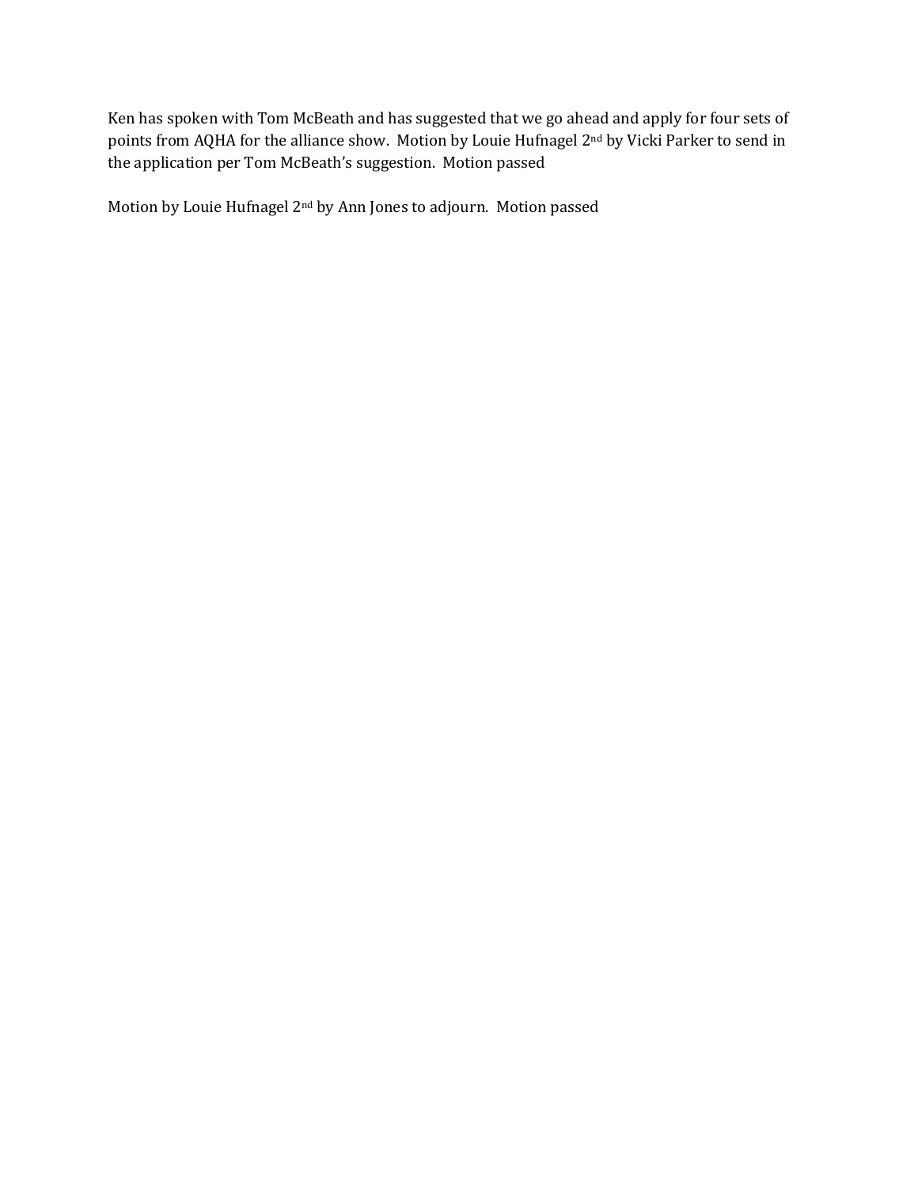Ken has spoken with Tom McBeath and has suggested that we go ahead and apply for four sets of points from AQHA for the alliance show. Motion by Louie Hufnagel 2nd by Vicki Parker to send in the application per Tom McBeath's suggestion. Motion passed

Motion by Louie Hufnagel 2nd by Ann Jones to adjourn. Motion passed